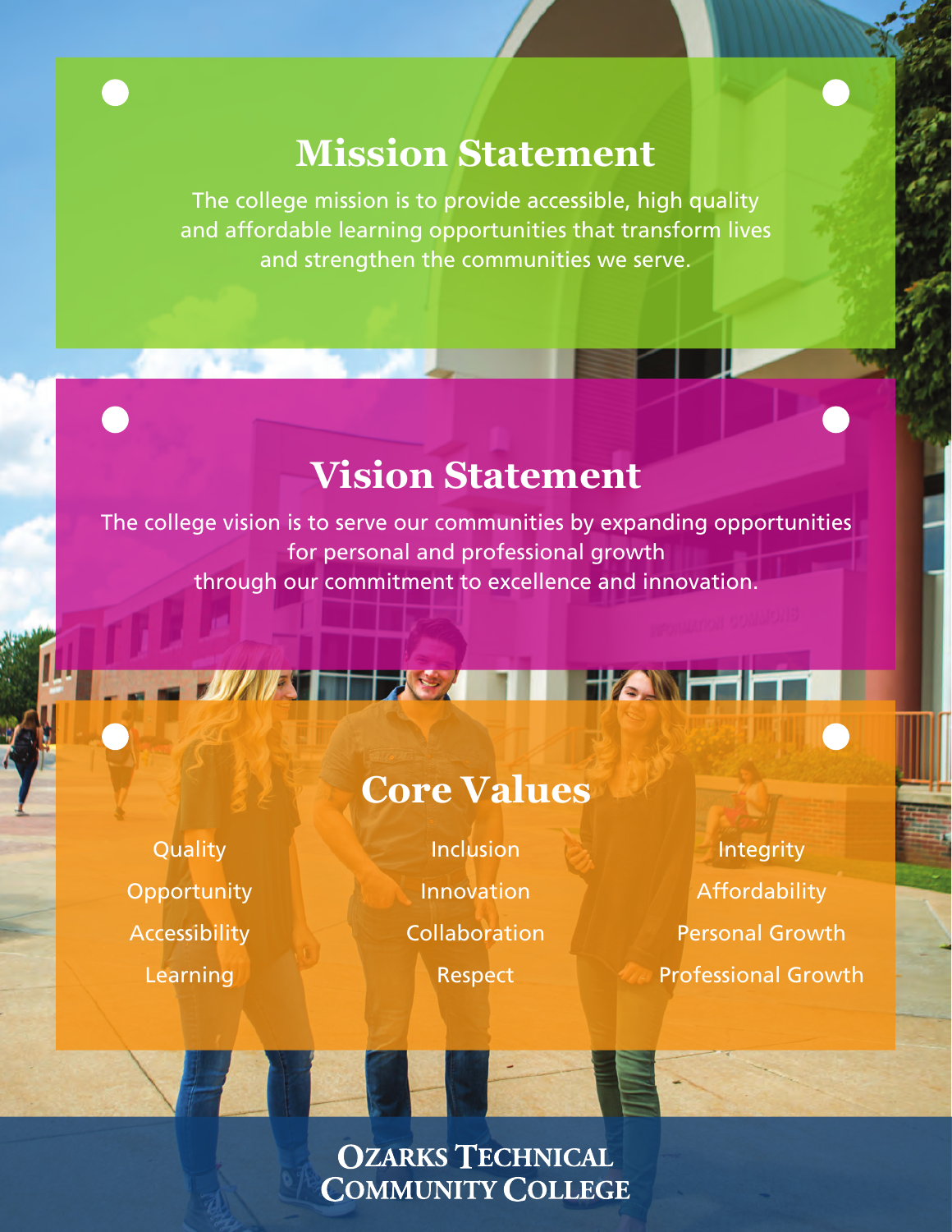## Mission Statement

The college mission is to provide accessible, high quality and affordable learning opportunities that transform lives and strengthen the communities we serve.

## Vision Statement

The college vision is to serve our communities by expanding opportunities for personal and professional growth through our commitment to excellence and innovation.

## Core Values

- Quality
- Opportunity
- Accessibility
- Learning
- Inclusion
- Innovation
- Collaboration
- Respect
- Integrity
- Affordability
- Personal Growth
- Professional Growth

**OZARKS TECHNICAL COMMUNITY COLLEGE**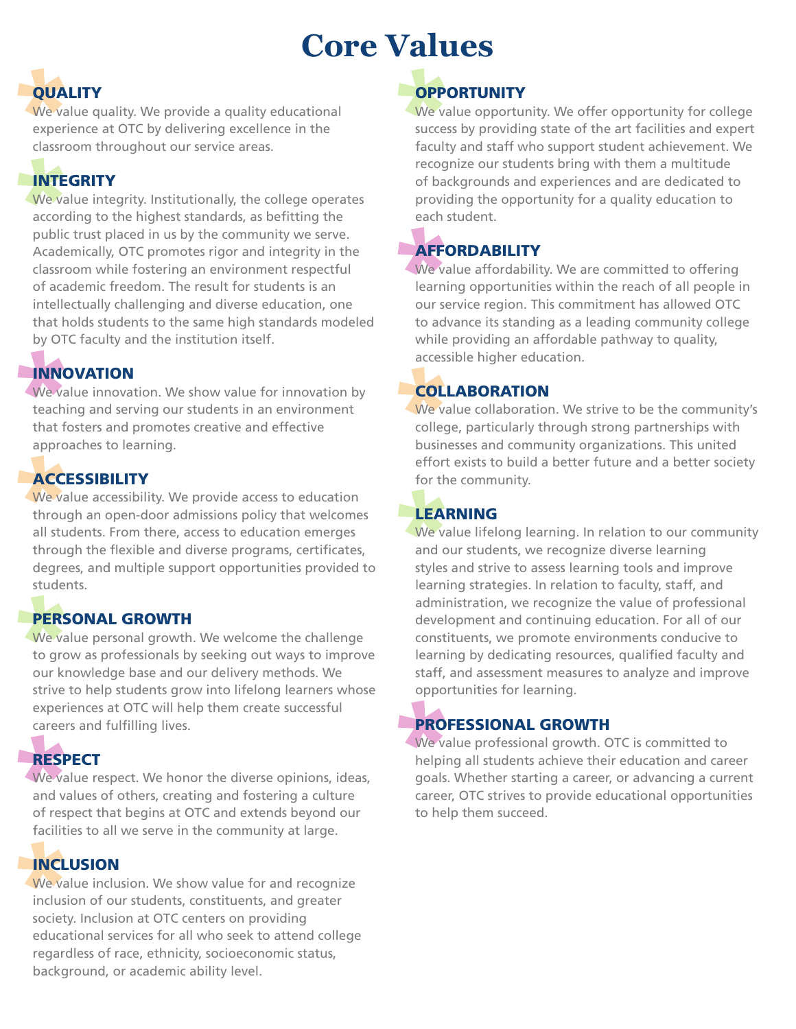# Core Values

## QUALITY

We value quality. We provide a quality educational experience at OTC by delivering excellence in the classroom throughout our service areas.

## INTEGRITY

We value integrity. Institutionally, the college operates according to the highest standards, as befitting the public trust placed in us by the community we serve. Academically, OTC promotes rigor and integrity in the classroom while fostering an environment respectful of academic freedom. The result for students is an intellectually challenging and diverse education, one that holds students to the same high standards modeled by OTC faculty and the institution itself.

## INNOVATION

We value innovation. We show value for innovation by teaching and serving our students in an environment that fosters and promotes creative and effective approaches to learning.

## ACCESSIBILITY

We value accessibility. We provide access to education through an open-door admissions policy that welcomes all students. From there, access to education emerges through the flexible and diverse programs, certificates, degrees, and multiple support opportunities provided to students.

## PERSONAL GROWTH

We value personal growth. We welcome the challenge to grow as professionals by seeking out ways to improve our knowledge base and our delivery methods. We strive to help students grow into lifelong learners whose experiences at OTC will help them create successful careers and fulfilling lives.

## RESPECT

We value respect. We honor the diverse opinions, ideas, and values of others, creating and fostering a culture of respect that begins at OTC and extends beyond our facilities to all we serve in the community at large.

## INCLUSION

We value inclusion. We show value for and recognize inclusion of our students, constituents, and greater society. Inclusion at OTC centers on providing educational services for all who seek to attend college regardless of race, ethnicity, socioeconomic status, background, or academic ability level.

## OPPORTUNITY

We value opportunity. We offer opportunity for college success by providing state of the art facilities and expert faculty and staff who support student achievement. We recognize our students bring with them a multitude of backgrounds and experiences and are dedicated to providing the opportunity for a quality education to each student.

## AFFORDABILITY

We value affordability. We are committed to offering learning opportunities within the reach of all people in our service region. This commitment has allowed OTC to advance its standing as a leading community college while providing an affordable pathway to quality, accessible higher education.

## COLLABORATION

We value collaboration. We strive to be the community's college, particularly through strong partnerships with businesses and community organizations. This united effort exists to build a better future and a better society for the community.

## LEARNING

We value lifelong learning. In relation to our community and our students, we recognize diverse learning styles and strive to assess learning tools and improve learning strategies. In relation to faculty, staff, and administration, we recognize the value of professional development and continuing education. For all of our constituents, we promote environments conducive to learning by dedicating resources, qualified faculty and staff, and assessment measures to analyze and improve opportunities for learning.

## PROFESSIONAL GROWTH

We value professional growth. OTC is committed to helping all students achieve their education and career goals. Whether starting a career, or advancing a current career, OTC strives to provide educational opportunities to help them succeed.